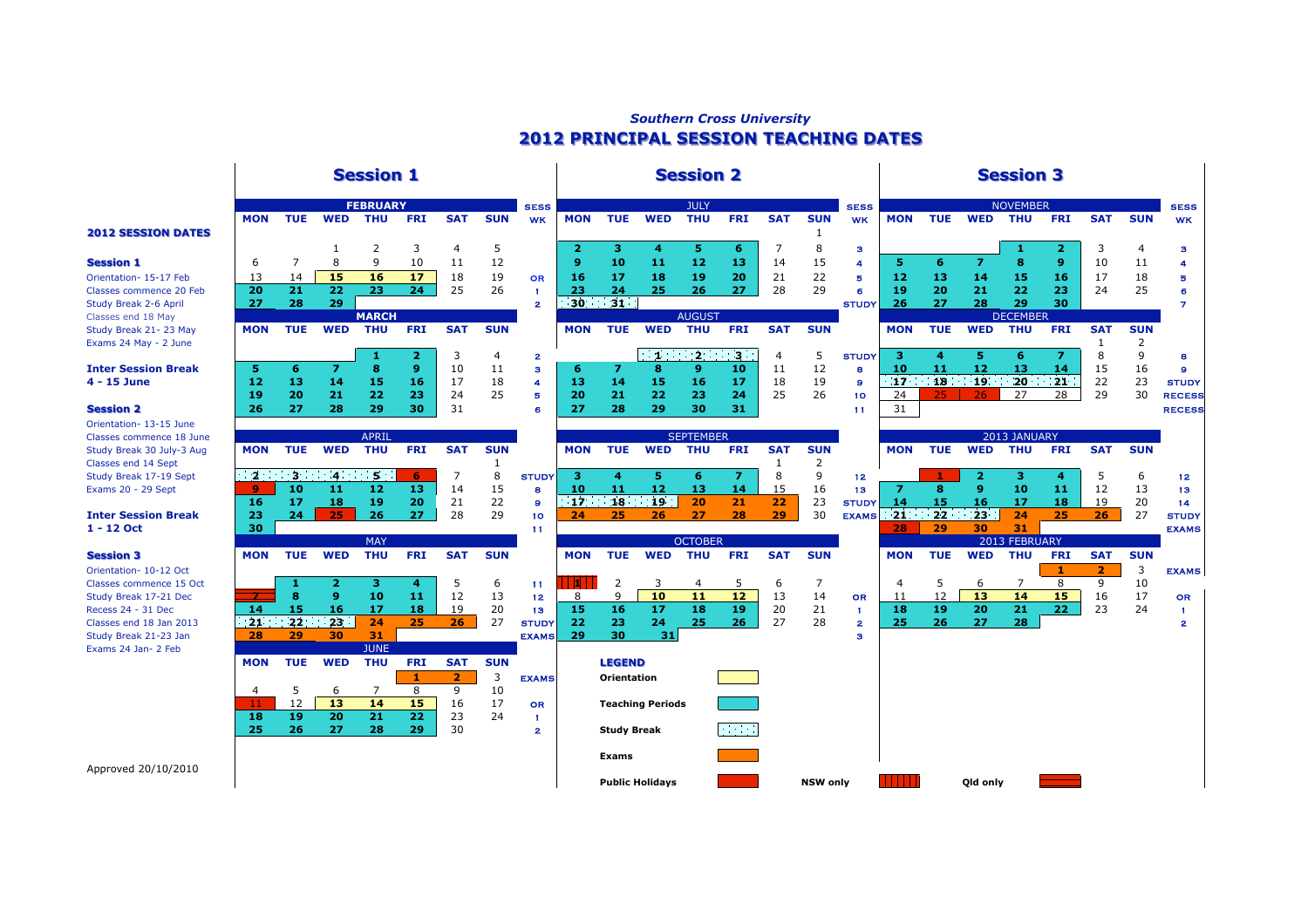*Southern Cross University*

# 2012 PRINCIPAL SESSION TEACHING DATES

## 2012 SESSION DATES

**Session 1**
Orientation- 15-17 Feb
Classes commence 20 Feb
Study Break 2-6 April
Classes end 18 May
Study Break 21- 23 May
Exams 24 May - 2 June

**Inter Session Break**
**4 - 15 June**

**Session 2**
Orientation- 13-15 June
Classes commence 18 June
Study Break 30 July-3 Aug
Classes end 14 Sept
Study Break 17-19 Sept
Exams 20 - 29 Sept

**Inter Session Break**
**1 - 12 Oct**

**Session 3**
Orientation- 10-12 Oct
Classes commence 15 Oct
Study Break 17-21 Dec
Recess 24 - 31 Dec
Classes end 18 Jan 2013
Study Break 21-23 Jan
Exams 24 Jan- 2 Feb

Approved 20/10/2010

## Session 1

**FEBRUARY**

| MON | TUE | WED | THU | FRI | SAT | SUN | SESS WK |
|---|---|---|---|---|---|---|---|
| | | 1 | 2 | 3 | 4 | 5 | |
| 6 | 7 | 8 | 9 | 10 | 11 | 12 | |
| 13 | 14 | 15 | 16 | 17 | 18 | 19 | OR |
| 20 | 21 | 22 | 23 | 24 | 25 | 26 | 1 |
| 27 | 28 | 29 | | | | | 2 |

**MARCH**

| MON | TUE | WED | THU | FRI | SAT | SUN | SESS WK |
|---|---|---|---|---|---|---|---|
| | | | 1 | 2 | 3 | 4 | 2 |
| 5 | 6 | 7 | 8 | 9 | 10 | 11 | 3 |
| 12 | 13 | 14 | 15 | 16 | 17 | 18 | 4 |
| 19 | 20 | 21 | 22 | 23 | 24 | 25 | 5 |
| 26 | 27 | 28 | 29 | 30 | 31 | | 6 |

**APRIL**

| MON | TUE | WED | THU | FRI | SAT | SUN | SESS WK |
|---|---|---|---|---|---|---|---|
| | | | | | | 1 | |
| 2 | 3 | 4 | 5 | 6 | 7 | 8 | STUDY |
| 9 | 10 | 11 | 12 | 13 | 14 | 15 | 8 |
| 16 | 17 | 18 | 19 | 20 | 21 | 22 | 9 |
| 23 | 24 | 25 | 26 | 27 | 28 | 29 | 10 |
| 30 | | | | | | | 11 |

**MAY**

| MON | TUE | WED | THU | FRI | SAT | SUN | SESS WK |
|---|---|---|---|---|---|---|---|
| | 1 | 2 | 3 | 4 | 5 | 6 | 11 |
| 7 | 8 | 9 | 10 | 11 | 12 | 13 | 12 |
| 14 | 15 | 16 | 17 | 18 | 19 | 20 | 13 |
| 21 | 22 | 23 | 24 | 25 | 26 | 27 | STUDY |
| 28 | 29 | 30 | 31 | | | | EXAMS |

**JUNE**

| MON | TUE | WED | THU | FRI | SAT | SUN | SESS WK |
|---|---|---|---|---|---|---|---|
| | | | | 1 | 2 | 3 | EXAMS |
| 4 | 5 | 6 | 7 | 8 | 9 | 10 | |
| 11 | 12 | 13 | 14 | 15 | 16 | 17 | OR |
| 18 | 19 | 20 | 21 | 22 | 23 | 24 | 1 |
| 25 | 26 | 27 | 28 | 29 | 30 | | 2 |

## Session 2

**JULY**

| MON | TUE | WED | THU | FRI | SAT | SUN | SESS WK |
|---|---|---|---|---|---|---|---|
| | | | | | | 1 | |
| 2 | 3 | 4 | 5 | 6 | 7 | 8 | 3 |
| 9 | 10 | 11 | 12 | 13 | 14 | 15 | 4 |
| 16 | 17 | 18 | 19 | 20 | 21 | 22 | 5 |
| 23 | 24 | 25 | 26 | 27 | 28 | 29 | 6 |
| 30 | 31 | | | | | | STUDY |

**AUGUST**

| MON | TUE | WED | THU | FRI | SAT | SUN | SESS WK |
|---|---|---|---|---|---|---|---|
| | | 1 | 2 | 3 | 4 | 5 | STUDY |
| 6 | 7 | 8 | 9 | 10 | 11 | 12 | 8 |
| 13 | 14 | 15 | 16 | 17 | 18 | 19 | 9 |
| 20 | 21 | 22 | 23 | 24 | 25 | 26 | 10 |
| 27 | 28 | 29 | 30 | 31 | | | 11 |

**SEPTEMBER**

| MON | TUE | WED | THU | FRI | SAT | SUN | SESS WK |
|---|---|---|---|---|---|---|---|
| | | | | | 1 | 2 | |
| 3 | 4 | 5 | 6 | 7 | 8 | 9 | 12 |
| 10 | 11 | 12 | 13 | 14 | 15 | 16 | 13 |
| 17 | 18 | 19 | 20 | 21 | 22 | 23 | STUDY |
| 24 | 25 | 26 | 27 | 28 | 29 | 30 | EXAMS |

**OCTOBER**

| MON | TUE | WED | THU | FRI | SAT | SUN | SESS WK |
|---|---|---|---|---|---|---|---|
| 1 | 2 | 3 | 4 | 5 | 6 | 7 | |
| 8 | 9 | 10 | 11 | 12 | 13 | 14 | OR |
| 15 | 16 | 17 | 18 | 19 | 20 | 21 | 1 |
| 22 | 23 | 24 | 25 | 26 | 27 | 28 | 2 |
| 29 | 30 | 31 | | | | | 3 |

**LEGEND**

- Orientation
- Teaching Periods
- Study Break
- Exams
- Public Holidays
- NSW only
- Qld only

## Session 3

**NOVEMBER**

| MON | TUE | WED | THU | FRI | SAT | SUN | SESS WK |
|---|---|---|---|---|---|---|---|
| | | | 1 | 2 | 3 | 4 | 3 |
| 5 | 6 | 7 | 8 | 9 | 10 | 11 | 4 |
| 12 | 13 | 14 | 15 | 16 | 17 | 18 | 5 |
| 19 | 20 | 21 | 22 | 23 | 24 | 25 | 6 |
| 26 | 27 | 28 | 29 | 30 | | | 7 |

**DECEMBER**

| MON | TUE | WED | THU | FRI | SAT | SUN | SESS WK |
|---|---|---|---|---|---|---|---|
| | | | | | 1 | 2 | |
| 3 | 4 | 5 | 6 | 7 | 8 | 9 | 8 |
| 10 | 11 | 12 | 13 | 14 | 15 | 16 | 9 |
| 17 | 18 | 19 | 20 | 21 | 22 | 23 | STUDY |
| 24 | 25 | 26 | 27 | 28 | 29 | 30 | RECESS |
| 31 | | | | | | | RECESS |

**2013 JANUARY**

| MON | TUE | WED | THU | FRI | SAT | SUN | SESS WK |
|---|---|---|---|---|---|---|---|
| | 1 | 2 | 3 | 4 | 5 | 6 | 12 |
| 7 | 8 | 9 | 10 | 11 | 12 | 13 | 13 |
| 14 | 15 | 16 | 17 | 18 | 19 | 20 | 14 |
| 21 | 22 | 23 | 24 | 25 | 26 | 27 | STUDY |
| 28 | 29 | 30 | 31 | | | | EXAMS |

**2013 FEBRUARY**

| MON | TUE | WED | THU | FRI | SAT | SUN | SESS WK |
|---|---|---|---|---|---|---|---|
| | | | | 1 | 2 | 3 | EXAMS |
| 4 | 5 | 6 | 7 | 8 | 9 | 10 | |
| 11 | 12 | 13 | 14 | 15 | 16 | 17 | OR |
| 18 | 19 | 20 | 21 | 22 | 23 | 24 | 1 |
| 25 | 26 | 27 | 28 | | | | 2 |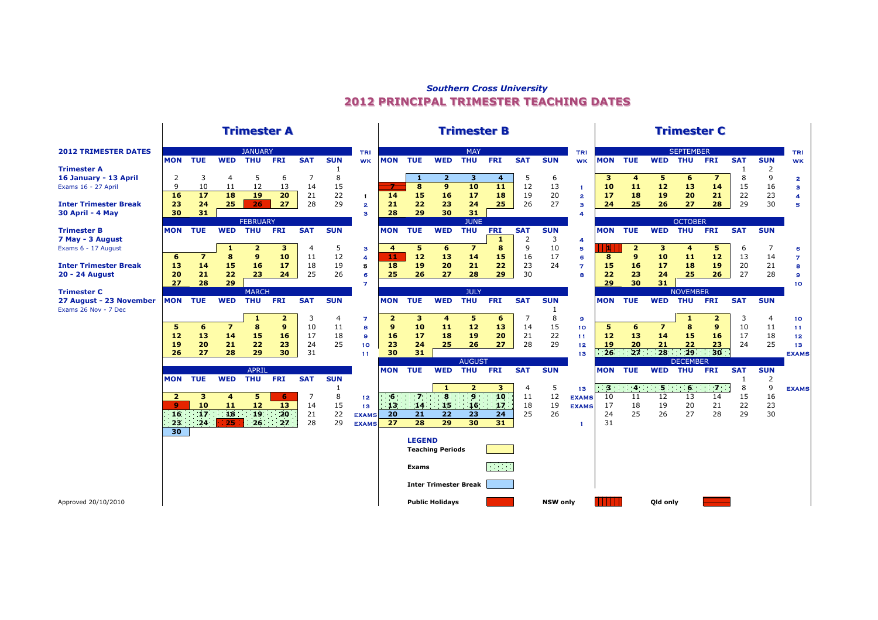*Southern Cross University*

# 2012 PRINCIPAL TRIMESTER TEACHING DATES

**2012 TRIMESTER DATES**

**Trimester A**
**16 January - 13 April**
Exams 16 - 27 April

**Inter Trimester Break**
**30 April - 4 May**

**Trimester B**
**7 May - 3 August**
Exams 6 - 17 August

**Inter Trimester Break**
**20 - 24 August**

**Trimester C**
**27 August - 23 November**
Exams 26 Nov - 7 Dec

## Trimester A

| MON | TUE | WED | THU | FRI | SAT | SUN | TRI WK |
|---|---|---|---|---|---|---|---|
| **JANUARY** | | | | | | | |
| | | | | | | 1 | |
| 2 | 3 | 4 | 5 | 6 | 7 | 8 | |
| 9 | 10 | 11 | 12 | 13 | 14 | 15 | |
| 16 | 17 | 18 | 19 | 20 | 21 | 22 | 1 |
| 23 | 24 | 25 | 26 | 27 | 28 | 29 | 2 |
| 30 | 31 | | | | | | 3 |
| **FEBRUARY** | | | | | | | |
| | | 1 | 2 | 3 | 4 | 5 | 3 |
| 6 | 7 | 8 | 9 | 10 | 11 | 12 | 4 |
| 13 | 14 | 15 | 16 | 17 | 18 | 19 | 5 |
| 20 | 21 | 22 | 23 | 24 | 25 | 26 | 6 |
| 27 | 28 | 29 | | | | | 7 |
| **MARCH** | | | | | | | |
| | | | 1 | 2 | 3 | 4 | 7 |
| 5 | 6 | 7 | 8 | 9 | 10 | 11 | 8 |
| 12 | 13 | 14 | 15 | 16 | 17 | 18 | 9 |
| 19 | 20 | 21 | 22 | 23 | 24 | 25 | 10 |
| 26 | 27 | 28 | 29 | 30 | 31 | | 11 |
| **APRIL** | | | | | | | |
| | | | | | | 1 | |
| 2 | 3 | 4 | 5 | 6 | 7 | 8 | 12 |
| 9 | 10 | 11 | 12 | 13 | 14 | 15 | 13 |
| 16 | 17 | 18 | 19 | 20 | 21 | 22 | EXAMS |
| 23 | 24 | 25 | 26 | 27 | 28 | 29 | EXAMS |
| 30 | | | | | | | |

## Trimester B

| MON | TUE | WED | THU | FRI | SAT | SUN | TRI WK |
|---|---|---|---|---|---|---|---|
| **MAY** | | | | | | | |
| | 1 | 2 | 3 | 4 | 5 | 6 | |
| 7 | 8 | 9 | 10 | 11 | 12 | 13 | 1 |
| 14 | 15 | 16 | 17 | 18 | 19 | 20 | 2 |
| 21 | 22 | 23 | 24 | 25 | 26 | 27 | 3 |
| 28 | 29 | 30 | 31 | | | | 4 |
| **JUNE** | | | | | | | |
| | | | | 1 | 2 | 3 | 4 |
| 4 | 5 | 6 | 7 | 8 | 9 | 10 | 5 |
| 11 | 12 | 13 | 14 | 15 | 16 | 17 | 6 |
| 18 | 19 | 20 | 21 | 22 | 23 | 24 | 7 |
| 25 | 26 | 27 | 28 | 29 | 30 | | 8 |
| **JULY** | | | | | | | |
| | | | | | | 1 | |
| 2 | 3 | 4 | 5 | 6 | 7 | 8 | 9 |
| 9 | 10 | 11 | 12 | 13 | 14 | 15 | 10 |
| 16 | 17 | 18 | 19 | 20 | 21 | 22 | 11 |
| 23 | 24 | 25 | 26 | 27 | 28 | 29 | 12 |
| 30 | 31 | | | | | | 13 |
| **AUGUST** | | | | | | | |
| | | 1 | 2 | 3 | 4 | 5 | 13 |
| 6 | 7 | 8 | 9 | 10 | 11 | 12 | EXAMS |
| 13 | 14 | 15 | 16 | 17 | 18 | 19 | EXAMS |
| 20 | 21 | 22 | 23 | 24 | 25 | 26 | |
| 27 | 28 | 29 | 30 | 31 | | | 1 |

## Trimester C

| MON | TUE | WED | THU | FRI | SAT | SUN | TRI WK |
|---|---|---|---|---|---|---|---|
| **SEPTEMBER** | | | | | | | |
| | | | | | 1 | 2 | |
| 3 | 4 | 5 | 6 | 7 | 8 | 9 | 2 |
| 10 | 11 | 12 | 13 | 14 | 15 | 16 | 3 |
| 17 | 18 | 19 | 20 | 21 | 22 | 23 | 4 |
| 24 | 25 | 26 | 27 | 28 | 29 | 30 | 5 |
| **OCTOBER** | | | | | | | |
| 1 | 2 | 3 | 4 | 5 | 6 | 7 | 6 |
| 8 | 9 | 10 | 11 | 12 | 13 | 14 | 7 |
| 15 | 16 | 17 | 18 | 19 | 20 | 21 | 8 |
| 22 | 23 | 24 | 25 | 26 | 27 | 28 | 9 |
| 29 | 30 | 31 | | | | | 10 |
| **NOVEMBER** | | | | | | | |
| | | | 1 | 2 | 3 | 4 | 10 |
| 5 | 6 | 7 | 8 | 9 | 10 | 11 | 11 |
| 12 | 13 | 14 | 15 | 16 | 17 | 18 | 12 |
| 19 | 20 | 21 | 22 | 23 | 24 | 25 | 13 |
| 26 | 27 | 28 | 29 | 30 | | | EXAMS |
| **DECEMBER** | | | | | | | |
| | | | | | 1 | 2 | |
| 3 | 4 | 5 | 6 | 7 | 8 | 9 | EXAMS |
| 10 | 11 | 12 | 13 | 14 | 15 | 16 | |
| 17 | 18 | 19 | 20 | 21 | 22 | 23 | |
| 24 | 25 | 26 | 27 | 28 | 29 | 30 | |
| 31 | | | | | | | |

**LEGEND**

- **Teaching Periods**
- **Exams**
- **Inter Trimester Break**
- **Public Holidays**
- **NSW only**
- **Qld only**

Approved 20/10/2010